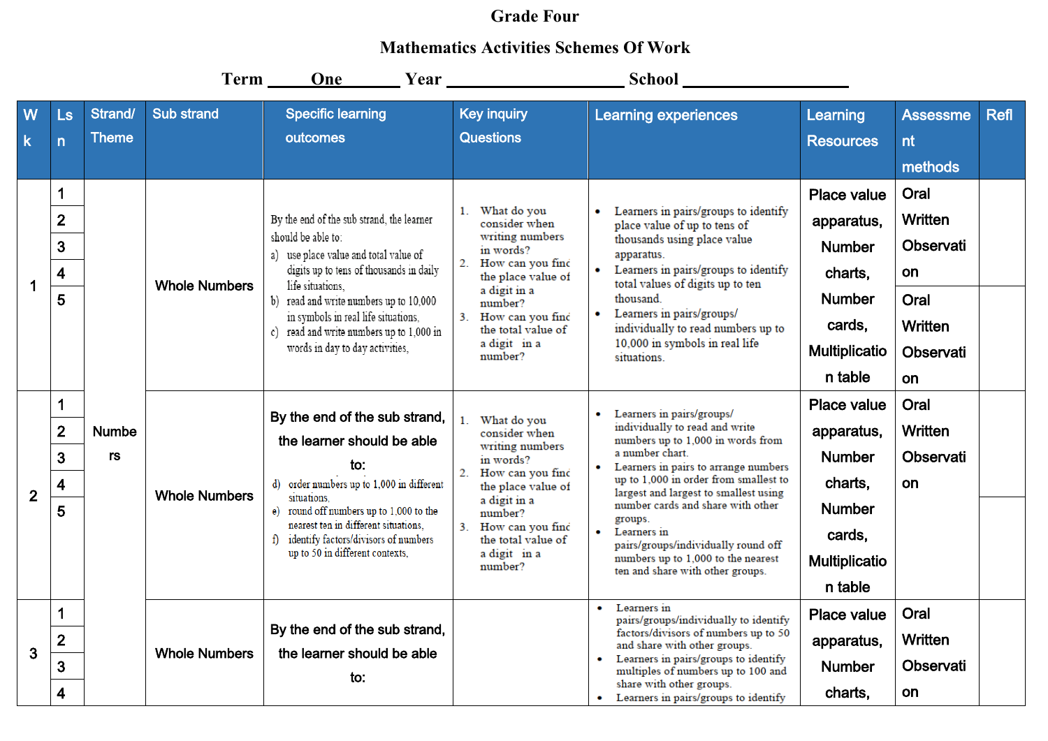# Grade Four

## Mathematics Activities Schemes Of Work

**Term \_\_\_One\_\_\_ Year \_\_\_\_\_\_\_\_\_\_\_\_\_\_\_\_\_\_\_\_ School \_\_\_\_\_\_\_\_\_\_\_\_\_\_\_\_\_\_\_\_**

| Wk | Lsn | Strand/ Theme | Sub strand | Specific learning outcomes | Key inquiry Questions | Learning experiences | Learning Resources | Assessment methods | Refl |
|---|---|---|---|---|---|---|---|---|---|
| 1 | 1<br>2<br>3<br>4<br>5 | Numbers | Whole Numbers | By the end of the sub strand, the learner should be able to:<br>a) use place value and total value of digits up to tens of thousands in daily life situations,<br>b) read and write numbers up to 10,000 in symbols in real life situations,<br>c) read and write numbers up to 1,000 in words in day to day activities, | 1. What do you consider when writing numbers in words?<br>2. How can you find the place value of a digit in a number?<br>3. How can you find the total value of a digit in a number? | • Learners in pairs/groups to identify place value of up to tens of thousands using place value apparatus.<br>• Learners in pairs/groups to identify total values of digits up to ten thousand.<br>• Learners in pairs/groups/ individually to read numbers up to 10,000 in symbols in real life situations. | Place value apparatus, Number charts, Number cards, Multiplication table | Oral<br>Written<br>Observation<br><br>Oral<br>Written<br>Observation | |
| 2 | 1<br>2<br>3<br>4<br>5 | | Whole Numbers | By the end of the sub strand, the learner should be able to:<br>d) order numbers up to 1,000 in different situations,<br>e) round off numbers up to 1,000 to the nearest ten in different situations,<br>f) identify factors/divisors of numbers up to 50 in different contexts, | 1. What do you consider when writing numbers in words?<br>2. How can you find the place value of a digit in a number?<br>3. How can you find the total value of a digit in a number? | • Learners in pairs/groups/ individually to read and write numbers up to 1,000 in words from a number chart.<br>• Learners in pairs to arrange numbers up to 1,000 in order from smallest to largest and largest to smallest using number cards and share with other groups.<br>• Learners in pairs/groups/individually round off numbers up to 1,000 to the nearest ten and share with other groups. | Place value apparatus, Number charts, Number cards, Multiplication table | Oral<br>Written<br>Observation | |
| 3 | 1<br>2<br>3<br>4 | | Whole Numbers | By the end of the sub strand, the learner should be able to: | | • Learners in pairs/groups/individually to identify factors/divisors of numbers up to 50 and share with other groups.<br>• Learners in pairs/groups to identify multiples of numbers up to 100 and share with other groups.<br>• Learners in pairs/groups to identify | Place value apparatus, Number charts, | Oral<br>Written<br>Observation | |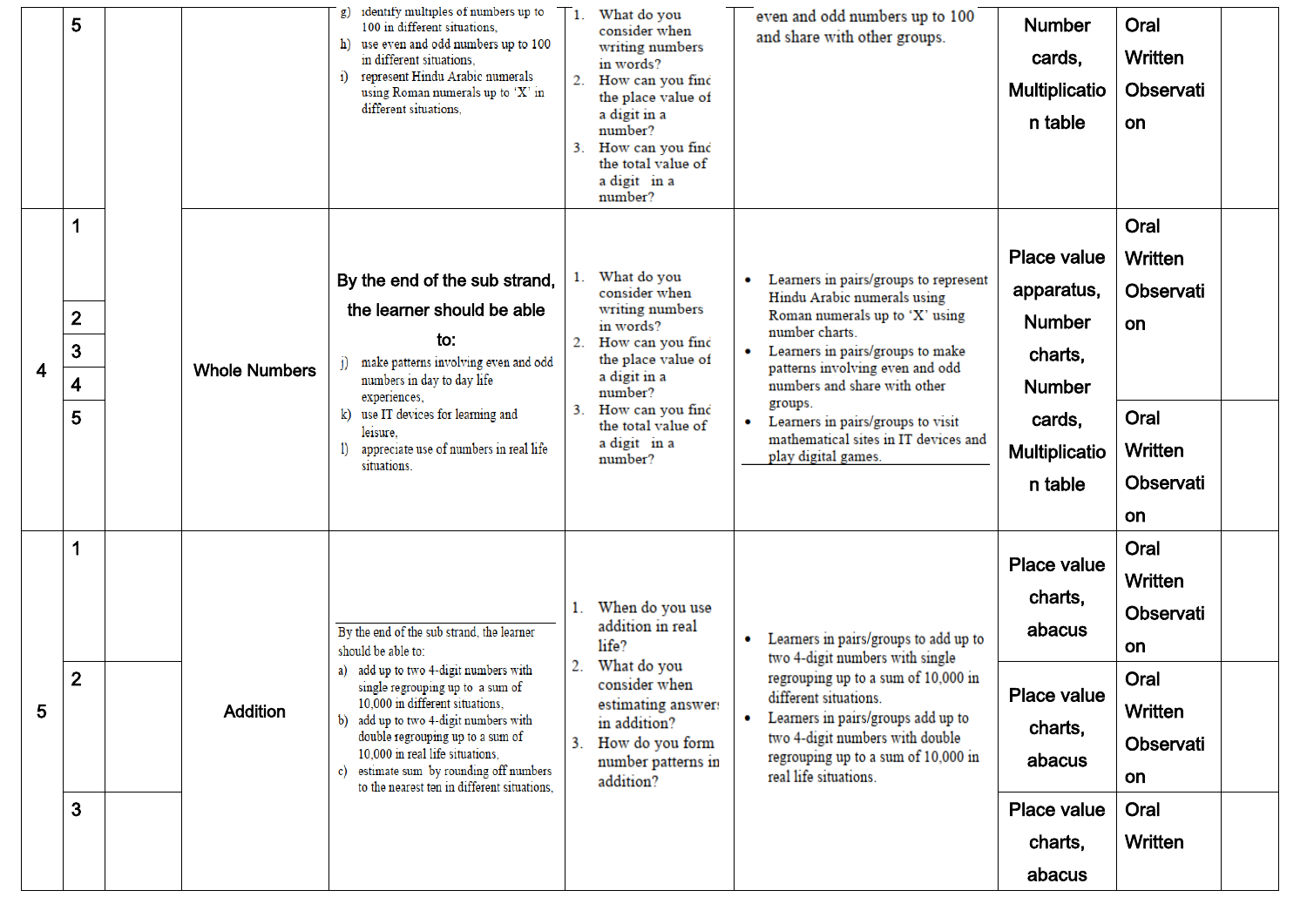| | 5 | | | g) identify multiples of numbers up to 100 in different situations,<br>h) use even and odd numbers up to 100 in different situations,<br>i) represent Hindu Arabic numerals using Roman numerals up to 'X' in different situations, | 1. What do you consider when writing numbers in words?<br>2. How can you find the place value of a digit in a number?<br>3. How can you find the total value of a digit in a number? | even and odd numbers up to 100 and share with other groups. | Number cards, Multiplication table | Oral Written Observation | |
|---|---|---|---|---|---|---|---|---|---|
| 4 | 1 | | Whole Numbers | By the end of the sub strand, the learner should be able to:<br>j) make patterns involving even and odd numbers in day to day life experiences,<br>k) use IT devices for learning and leisure,<br>l) appreciate use of numbers in real life situations. | 1. What do you consider when writing numbers in words?<br>2. How can you find the place value of a digit in a number?<br>3. How can you find the total value of a digit in a number? | • Learners in pairs/groups to represent Hindu Arabic numerals using Roman numerals up to 'X' using number charts.<br>• Learners in pairs/groups to make patterns involving even and odd numbers and share with other groups.<br>• Learners in pairs/groups to visit mathematical sites in IT devices and play digital games. | Place value apparatus, Number charts, Number cards, Multiplication table | Oral Written Observation | |
| | 2 | | | | | | | | |
| | 3 | | | | | | | | |
| | 4 | | | | | | | | |
| | 5 | | | | | | | Oral Written Observation | |
| 5 | 1 | | Addition | By the end of the sub strand, the learner should be able to:<br>a) add up to two 4-digit numbers with single regrouping up to a sum of 10,000 in different situations,<br>b) add up to two 4-digit numbers with double regrouping up to a sum of 10,000 in real life situations,<br>c) estimate sum by rounding off numbers to the nearest ten in different situations, | 1. When do you use addition in real life?<br>2. What do you consider when estimating answers in addition?<br>3. How do you form number patterns in addition? | • Learners in pairs/groups to add up to two 4-digit numbers with single regrouping up to a sum of 10,000 in different situations.<br>• Learners in pairs/groups add up to two 4-digit numbers with double regrouping up to a sum of 10,000 in real life situations. | Place value charts, abacus | Oral Written Observation | |
| | 2 | | | | | | Place value charts, abacus | Oral Written Observation | |
| | 3 | | | | | | Place value charts, abacus | Oral Written | |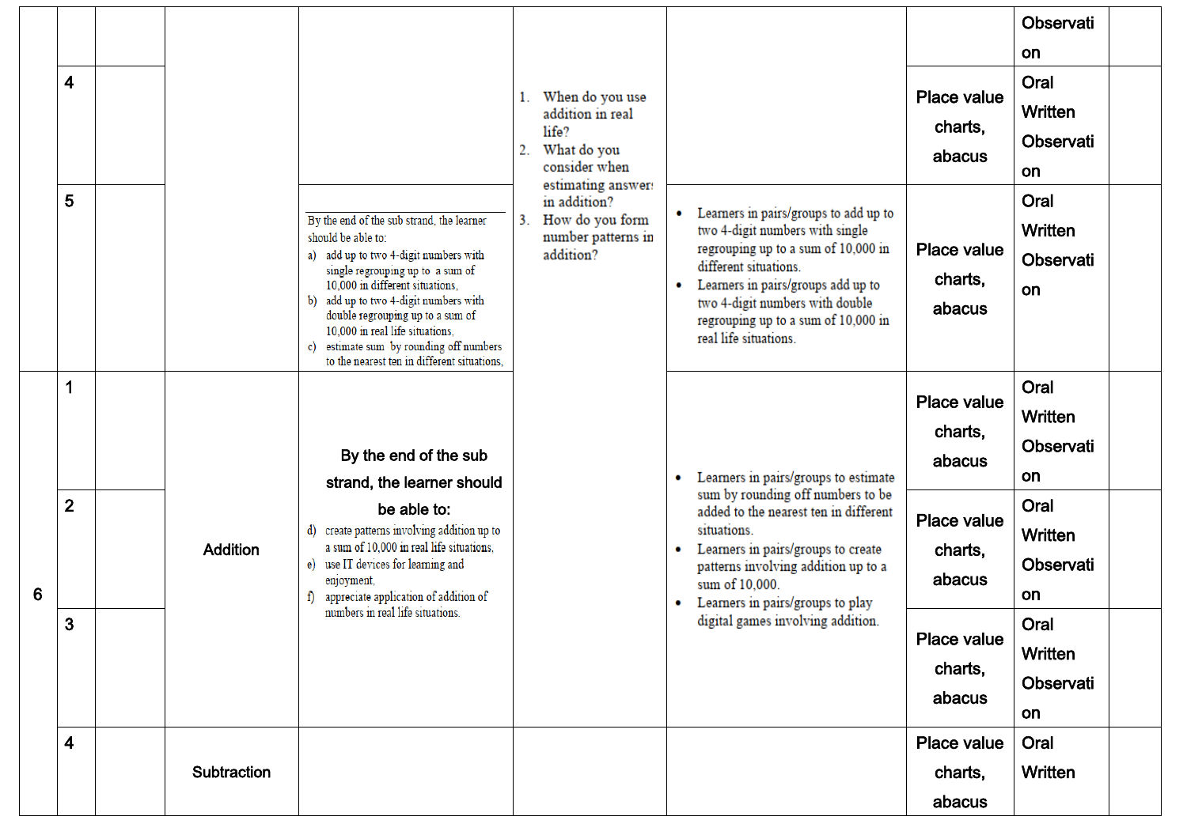| | | | | | | | | | |
|---|---|---|---|---|---|---|---|---|---|
| | | | | | | | | Observation | |
| | 4 | | | | 1. When do you use addition in real life?<br>2. What do you consider when estimating answers in addition?<br>3. How do you form number patterns in addition? | | Place value charts, abacus | Oral<br>Written<br>Observation | |
| | 5 | | | By the end of the sub strand, the learner should be able to:<br>a) add up to two 4-digit numbers with single regrouping up to a sum of 10,000 in different situations,<br>b) add up to two 4-digit numbers with double regrouping up to a sum of 10,000 in real life situations,<br>c) estimate sum by rounding off numbers to the nearest ten in different situations, | | • Learners in pairs/groups to add up to two 4-digit numbers with single regrouping up to a sum of 10,000 in different situations.<br>• Learners in pairs/groups add up to two 4-digit numbers with double regrouping up to a sum of 10,000 in real life situations. | Place value charts, abacus | Oral<br>Written<br>Observation | |
| 6 | 1 | | Addition | By the end of the sub strand, the learner should be able to:<br>d) create patterns involving addition up to a sum of 10,000 in real life situations,<br>e) use IT devices for learning and enjoyment,<br>f) appreciate application of addition of numbers in real life situations. | | • Learners in pairs/groups to estimate sum by rounding off numbers to be added to the nearest ten in different situations.<br>• Learners in pairs/groups to create patterns involving addition up to a sum of 10,000.<br>• Learners in pairs/groups to play digital games involving addition. | Place value charts, abacus | Oral<br>Written<br>Observation | |
| | 2 | | | | | | Place value charts, abacus | Oral<br>Written<br>Observation | |
| | 3 | | | | | | Place value charts, abacus | Oral<br>Written<br>Observation | |
| | 4 | | Subtraction | | | | Place value charts, abacus | Oral<br>Written | |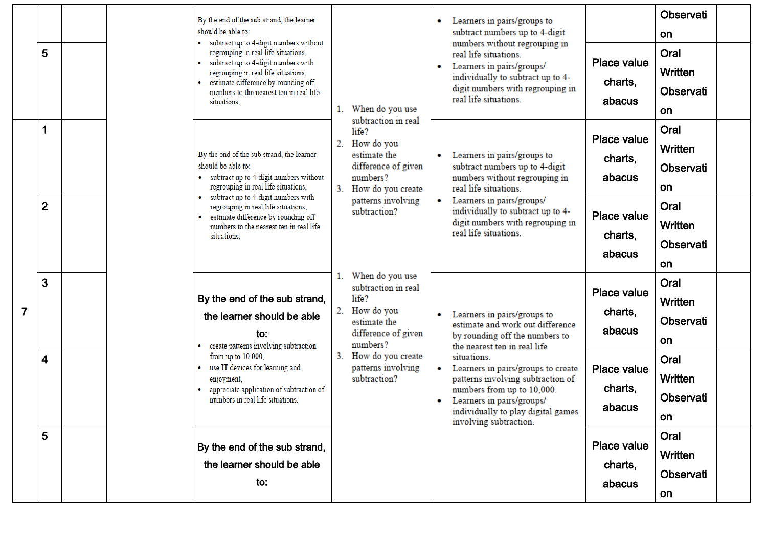| | | | | | | | | | |
|---|---|---|---|---|---|---|---|---|---|
| | | | | By the end of the sub strand, the learner should be able to:<br>• subtract up to 4-digit numbers without regrouping in real life situations,<br>• subtract up to 4-digit numbers with regrouping in real life situations,<br>• estimate difference by rounding off numbers to the nearest ten in real life situations, | | • Learners in pairs/groups to subtract numbers up to 4-digit numbers without regrouping in real life situations.<br>• Learners in pairs/groups/ individually to subtract up to 4-digit numbers with regrouping in real life situations. | | Observation | |
| | 5 | | | | | | Place value charts, abacus | Oral Written Observation | |
| 7 | 1 | | | By the end of the sub strand, the learner should be able to:<br>• subtract up to 4-digit numbers without regrouping in real life situations,<br>• subtract up to 4-digit numbers with regrouping in real life situations,<br>• estimate difference by rounding off numbers to the nearest ten in real life situations, | 1. When do you use subtraction in real life?<br>2. How do you estimate the difference of given numbers?<br>3. How do you create patterns involving subtraction? | • Learners in pairs/groups to subtract numbers up to 4-digit numbers without regrouping in real life situations.<br>• Learners in pairs/groups/ individually to subtract up to 4-digit numbers with regrouping in real life situations. | Place value charts, abacus | Oral Written Observation | |
| | 2 | | | | | | Place value charts, abacus | Oral Written Observation | |
| | 3 | | | By the end of the sub strand, the learner should be able to:<br>• create patterns involving subtraction from up to 10,000,<br>• use IT devices for learning and enjoyment,<br>• appreciate application of subtraction of numbers in real life situations. | 1. When do you use subtraction in real life?<br>2. How do you estimate the difference of given numbers?<br>3. How do you create patterns involving subtraction? | • Learners in pairs/groups to estimate and work out difference by rounding off the numbers to the nearest ten in real life situations.<br>• Learners in pairs/groups to create patterns involving subtraction of numbers from up to 10,000.<br>• Learners in pairs/groups/ individually to play digital games involving subtraction. | Place value charts, abacus | Oral Written Observation | |
| | 4 | | | | | | Place value charts, abacus | Oral Written Observation | |
| | 5 | | | By the end of the sub strand, the learner should be able to: | | | Place value charts, abacus | Oral Written Observation | |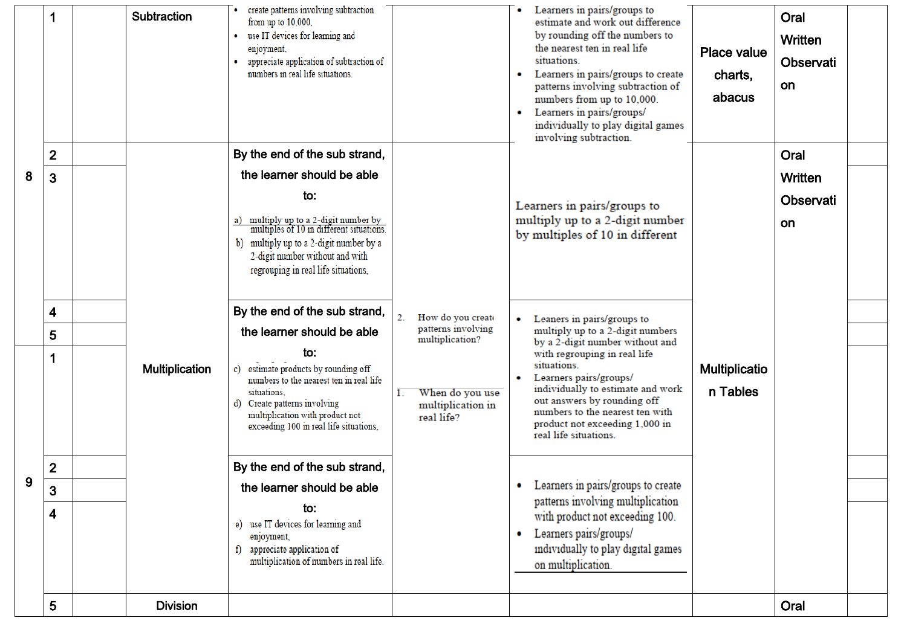| | | | | | | | | | |
|---|---|---|---|---|---|---|---|---|---|
| 8 | 1 | | Subtraction | • create patterns involving subtraction from up to 10,000,<br>• use IT devices for learning and enjoyment,<br>• appreciate application of subtraction of numbers in real life situations. | | • Learners in pairs/groups to estimate and work out difference by rounding off the numbers to the nearest ten in real life situations.<br>• Learners in pairs/groups to create patterns involving subtraction of numbers from up to 10,000.<br>• Learners in pairs/groups/ individually to play digital games involving subtraction. | Place value charts, abacus | Oral<br>Written<br>Observation | |
| | 2 | | Multiplication | By the end of the sub strand, the learner should be able to:<br>a) multiply up to a 2-digit number by multiples of 10 in different situations.<br>b) multiply up to a 2-digit number by a 2-digit number without and with regrouping in real life situations, | 2. How do you create patterns involving multiplication?<br>1. When do you use multiplication in real life? | Learners in pairs/groups to multiply up to a 2-digit number by multiples of 10 in different | Multiplication Tables | Oral<br>Written<br>Observation | |
| | 3 | | | | | | | | |
| | 4 | | | By the end of the sub strand, the learner should be able to:<br>c) estimate products by rounding off numbers to the nearest ten in real life situations,<br>d) Create patterns involving multiplication with product not exceeding 100 in real life situations, | | • Leaners in pairs/groups to multiply up to a 2-digit numbers by a 2-digit number without and with regrouping in real life situations.<br>• Learners pairs/groups/ individually to estimate and work out answers by rounding off numbers to the nearest ten with product not exceeding 1,000 in real life situations. | | | |
| | 5 | | | | | | | | |
| 9 | 1 | | | | | | | | |
| | 2 | | | By the end of the sub strand, the learner should be able to:<br>e) use IT devices for learning and enjoyment,<br>f) appreciate application of multiplication of numbers in real life. | | • Learners in pairs/groups to create patterns involving multiplication with product not exceeding 100.<br>• Learners pairs/groups/ individually to play digital games on multiplication. | | | |
| | 3 | | | | | | | | |
| | 4 | | | | | | | | |
| | 5 | | Division | | | | | Oral | |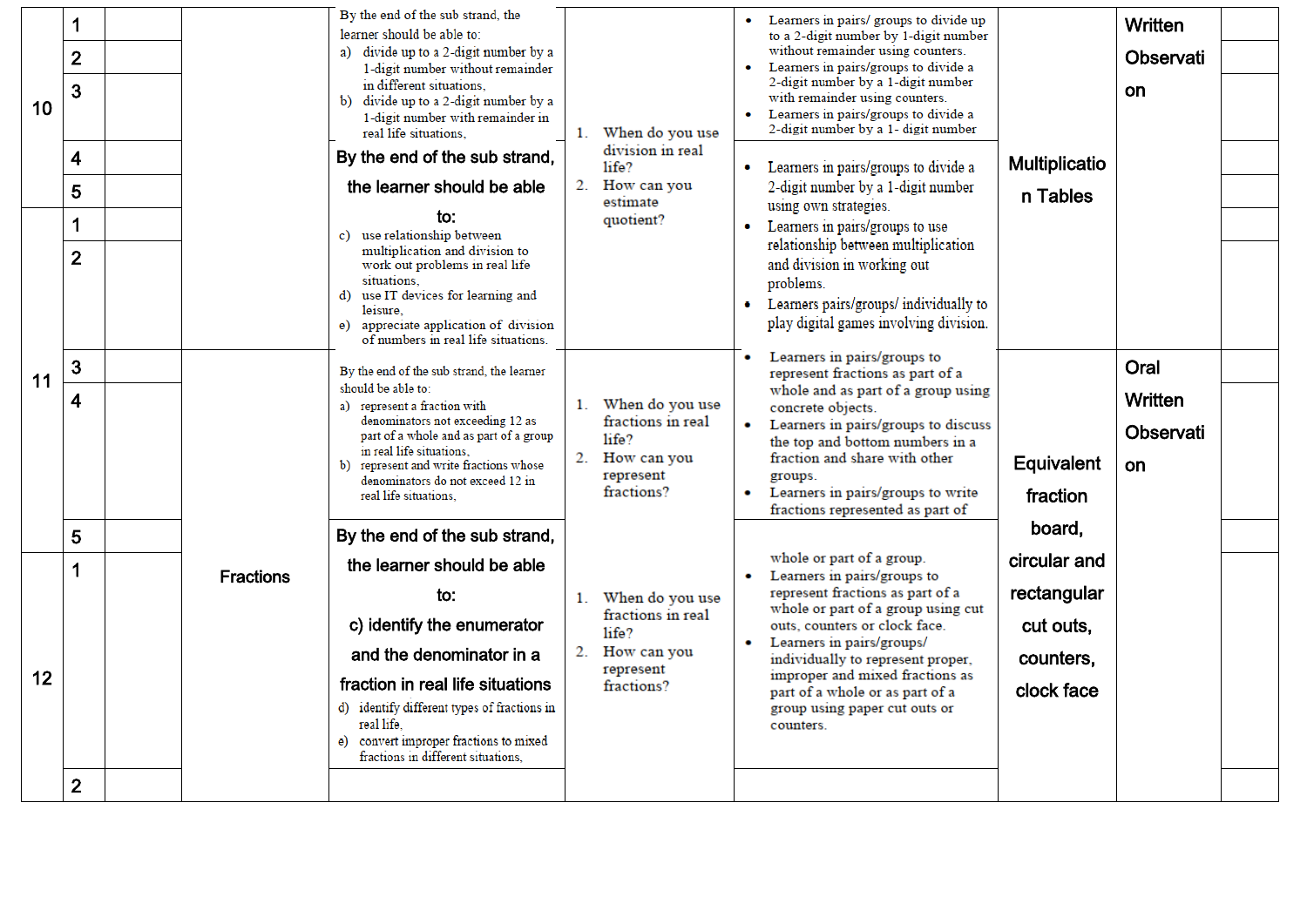| | | | | | | | | | |
|---|---|---|---|---|---|---|---|---|---|
| 10 | 1 | | | By the end of the sub strand, the learner should be able to:<br>a) divide up to a 2-digit number by a 1-digit number without remainder in different situations,<br>b) divide up to a 2-digit number by a 1-digit number with remainder in real life situations, | 1. When do you use division in real life?<br>2. How can you estimate quotient? | • Learners in pairs/ groups to divide up to a 2-digit number by 1-digit number without remainder using counters.<br>• Learners in pairs/groups to divide a 2-digit number by a 1-digit number with remainder using counters.<br>• Learners in pairs/groups to divide a 2-digit number by a 1- digit number | Multiplication Tables | Written<br>Observation | |
| | 2 | | | | | | | | |
| | 3 | | | | | | | | |
| | 4 | | | By the end of the sub strand, the learner should be able to:<br>c) use relationship between multiplication and division to work out problems in real life situations,<br>d) use IT devices for learning and leisure,<br>e) appreciate application of division of numbers in real life situations. | | • Learners in pairs/groups to divide a 2-digit number by a 1-digit number using own strategies.<br>• Learners in pairs/groups to use relationship between multiplication and division in working out problems.<br>• Learners pairs/groups/ individually to play digital games involving division. | | | |
| | 5 | | | | | | | | |
| 11 | 1 | | | | | | | | |
| | 2 | | | | | | | | |
| | 3 | | Fractions | By the end of the sub strand, the learner should be able to:<br>a) represent a fraction with denominators not exceeding 12 as part of a whole and as part of a group in real life situations,<br>b) represent and write fractions whose denominators do not exceed 12 in real life situations, | 1. When do you use fractions in real life?<br>2. How can you represent fractions? | • Learners in pairs/groups to represent fractions as part of a whole and as part of a group using concrete objects.<br>• Learners in pairs/groups to discuss the top and bottom numbers in a fraction and share with other groups.<br>• Learners in pairs/groups to write fractions represented as part of | Equivalent fraction board, circular and rectangular cut outs, counters, clock face | Oral<br>Written<br>Observation | |
| | 4 | | | | | | | | |
| | 5 | | | By the end of the sub strand, the learner should be able to:<br>c) identify the enumerator and the denominator in a fraction in real life situations<br>d) identify different types of fractions in real life,<br>e) convert improper fractions to mixed fractions in different situations, | 1. When do you use fractions in real life?<br>2. How can you represent fractions? | whole or part of a group.<br>• Learners in pairs/groups to represent fractions as part of a whole or part of a group using cut outs, counters or clock face.<br>• Learners in pairs/groups/ individually to represent proper, improper and mixed fractions as part of a whole or as part of a group using paper cut outs or counters. | | | |
| 12 | 1 | | | | | | | | |
| | 2 | | | | | | | | |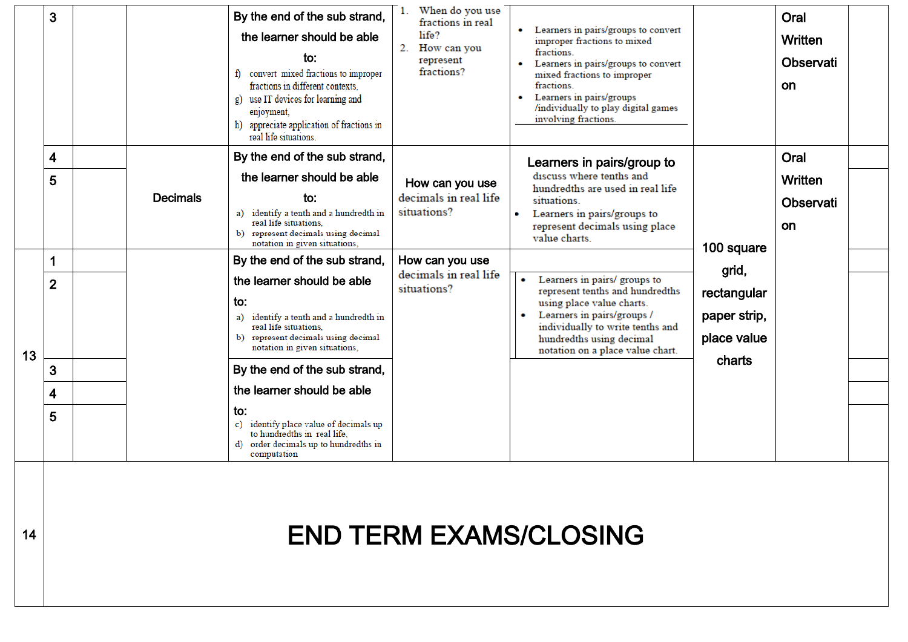| | | | | | | | | | |
|---|---|---|---|---|---|---|---|---|---|
| | 3 | | | By the end of the sub strand, the learner should be able to:<br>f) convert mixed fractions to improper fractions in different contexts,<br>g) use IT devices for learning and enjoyment,<br>h) appreciate application of fractions in real life situations. | 1. When do you use fractions in real life?<br>2. How can you represent fractions? | • Learners in pairs/groups to convert improper fractions to mixed fractions.<br>• Learners in pairs/groups to convert mixed fractions to improper fractions.<br>• Learners in pairs/groups /individually to play digital games involving fractions. | | Oral<br>Written<br>Observation | |
| | 4 | | Decimals | By the end of the sub strand, the learner should be able to:<br>a) identify a tenth and a hundredth in real life situations,<br>b) represent decimals using decimal notation in given situations, | How can you use decimals in real life situations? | Learners in pairs/group to discuss where tenths and hundredths are used in real life situations.<br>• Learners in pairs/groups to represent decimals using place value charts. | 100 square grid, rectangular paper strip, place value charts | Oral<br>Written<br>Observation | |
| | 5 | | | | | | | | |
| 13 | 1 | | | By the end of the sub strand, the learner should be able to:<br>a) identify a tenth and a hundredth in real life situations,<br>b) represent decimals using decimal notation in given situations, | How can you use decimals in real life situations? | • Learners in pairs/ groups to represent tenths and hundredths using place value charts.<br>• Learners in pairs/groups / individually to write tenths and hundredths using decimal notation on a place value chart. | | | |
| | 2 | | | | | | | | |
| | 3 | | | By the end of the sub strand, the learner should be able to:<br>c) identify place value of decimals up to hundredths in real life,<br>d) order decimals up to hundredths in computation | | | | | |
| | 4 | | | | | | | | |
| | 5 | | | | | | | | |
| 14 | END TERM EXAMS/CLOSING | | | | | | | | |